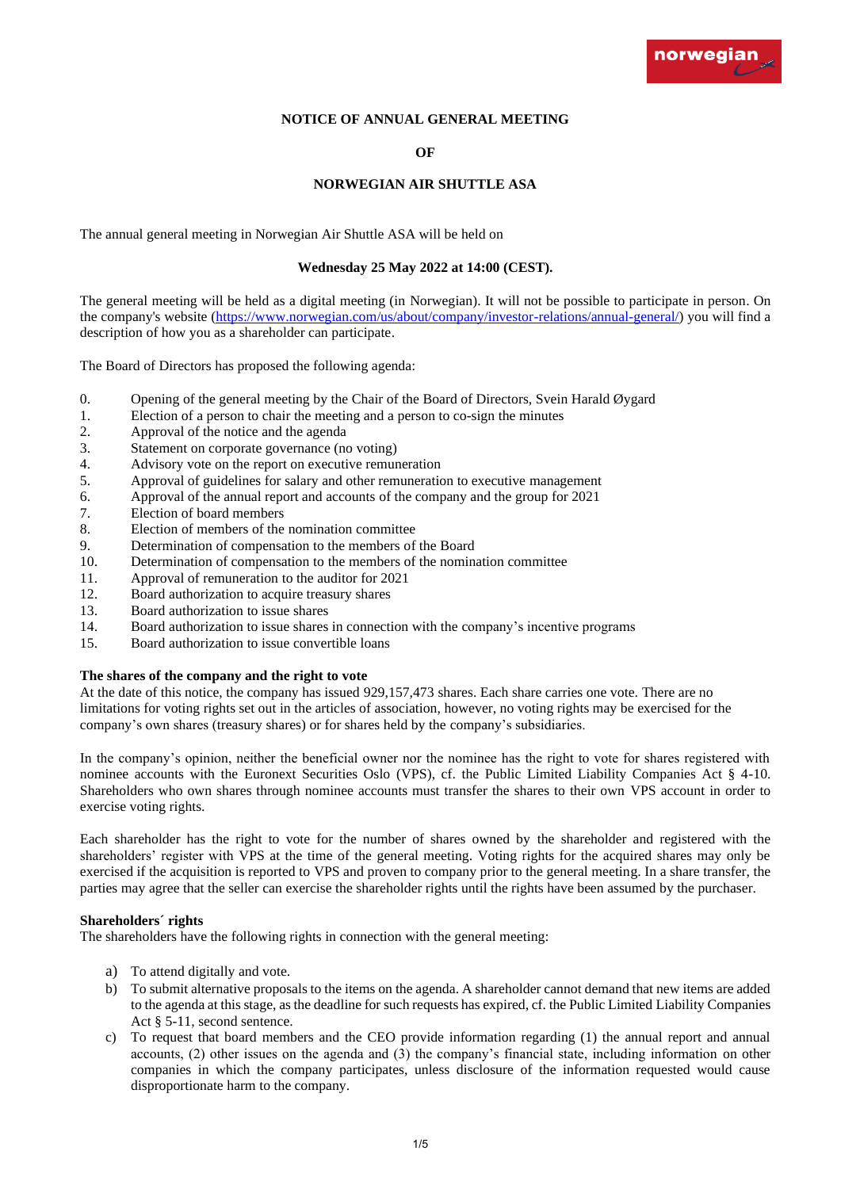# NOTICE OF ANNUAL GENERAL MEETING

# OF

# NORWEGIAN AIR SHUTTLE ASA

The annual general meeting in Norwegian Air Shuttle ASA will be held on

**Wednesday 25 May 2022 at 14:00 (CEST).**

The general meeting will be held as a digital meeting (in Norwegian). It will not be possible to participate in person. On the company's website (https://www.norwegian.com/us/about/company/investor-relations/annual-general/) you will find a description of how you as a shareholder can participate.

The Board of Directors has proposed the following agenda:

0. Opening of the general meeting by the Chair of the Board of Directors, Svein Harald Øygard
1. Election of a person to chair the meeting and a person to co-sign the minutes
2. Approval of the notice and the agenda
3. Statement on corporate governance (no voting)
4. Advisory vote on the report on executive remuneration
5. Approval of guidelines for salary and other remuneration to executive management
6. Approval of the annual report and accounts of the company and the group for 2021
7. Election of board members
8. Election of members of the nomination committee
9. Determination of compensation to the members of the Board
10. Determination of compensation to the members of the nomination committee
11. Approval of remuneration to the auditor for 2021
12. Board authorization to acquire treasury shares
13. Board authorization to issue shares
14. Board authorization to issue shares in connection with the company's incentive programs
15. Board authorization to issue convertible loans

**The shares of the company and the right to vote**

At the date of this notice, the company has issued 929,157,473 shares. Each share carries one vote. There are no limitations for voting rights set out in the articles of association, however, no voting rights may be exercised for the company's own shares (treasury shares) or for shares held by the company's subsidiaries.

In the company's opinion, neither the beneficial owner nor the nominee has the right to vote for shares registered with nominee accounts with the Euronext Securities Oslo (VPS), cf. the Public Limited Liability Companies Act § 4-10. Shareholders who own shares through nominee accounts must transfer the shares to their own VPS account in order to exercise voting rights.

Each shareholder has the right to vote for the number of shares owned by the shareholder and registered with the shareholders' register with VPS at the time of the general meeting. Voting rights for the acquired shares may only be exercised if the acquisition is reported to VPS and proven to company prior to the general meeting. In a share transfer, the parties may agree that the seller can exercise the shareholder rights until the rights have been assumed by the purchaser.

**Shareholders´ rights**

The shareholders have the following rights in connection with the general meeting:

a) To attend digitally and vote.
b) To submit alternative proposals to the items on the agenda. A shareholder cannot demand that new items are added to the agenda at this stage, as the deadline for such requests has expired, cf. the Public Limited Liability Companies Act § 5-11, second sentence.
c) To request that board members and the CEO provide information regarding (1) the annual report and annual accounts, (2) other issues on the agenda and (3) the company's financial state, including information on other companies in which the company participates, unless disclosure of the information requested would cause disproportionate harm to the company.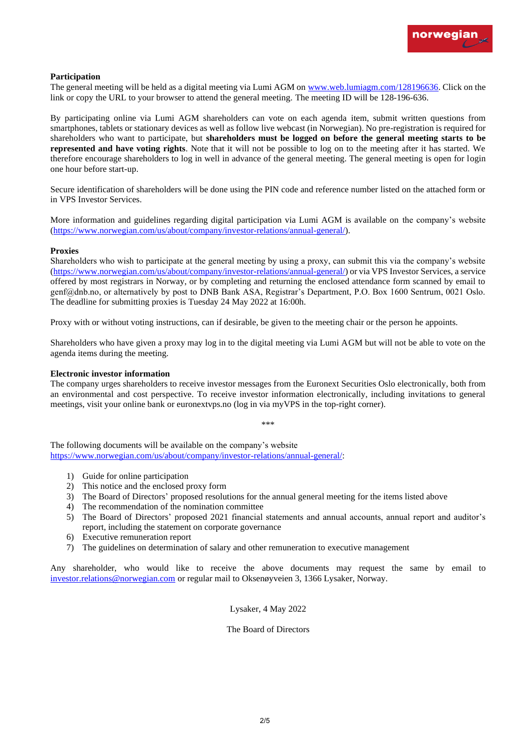**Participation**

The general meeting will be held as a digital meeting via Lumi AGM on [www.web.lumiagm.com/128196636](www.web.lumiagm.com/128196636). Click on the link or copy the URL to your browser to attend the general meeting. The meeting ID will be 128-196-636.

By participating online via Lumi AGM shareholders can vote on each agenda item, submit written questions from smartphones, tablets or stationary devices as well as follow live webcast (in Norwegian). No pre-registration is required for shareholders who want to participate, but **shareholders must be logged on before the general meeting starts to be represented and have voting rights**. Note that it will not be possible to log on to the meeting after it has started. We therefore encourage shareholders to log in well in advance of the general meeting. The general meeting is open for login one hour before start-up.

Secure identification of shareholders will be done using the PIN code and reference number listed on the attached form or in VPS Investor Services.

More information and guidelines regarding digital participation via Lumi AGM is available on the company's website ([https://www.norwegian.com/us/about/company/investor-relations/annual-general/](https://www.norwegian.com/us/about/company/investor-relations/annual-general/)).

**Proxies**

Shareholders who wish to participate at the general meeting by using a proxy, can submit this via the company's website ([https://www.norwegian.com/us/about/company/investor-relations/annual-general/](https://www.norwegian.com/us/about/company/investor-relations/annual-general/)) or via VPS Investor Services, a service offered by most registrars in Norway, or by completing and returning the enclosed attendance form scanned by email to genf@dnb.no, or alternatively by post to DNB Bank ASA, Registrar's Department, P.O. Box 1600 Sentrum, 0021 Oslo. The deadline for submitting proxies is Tuesday 24 May 2022 at 16:00h.

Proxy with or without voting instructions, can if desirable, be given to the meeting chair or the person he appoints.

Shareholders who have given a proxy may log in to the digital meeting via Lumi AGM but will not be able to vote on the agenda items during the meeting.

**Electronic investor information**

The company urges shareholders to receive investor messages from the Euronext Securities Oslo electronically, both from an environmental and cost perspective. To receive investor information electronically, including invitations to general meetings, visit your online bank or euronextvps.no (log in via myVPS in the top-right corner).

***

The following documents will be available on the company's website [https://www.norwegian.com/us/about/company/investor-relations/annual-general/](https://www.norwegian.com/us/about/company/investor-relations/annual-general/):

1) Guide for online participation
2) This notice and the enclosed proxy form
3) The Board of Directors' proposed resolutions for the annual general meeting for the items listed above
4) The recommendation of the nomination committee
5) The Board of Directors' proposed 2021 financial statements and annual accounts, annual report and auditor's report, including the statement on corporate governance
6) Executive remuneration report
7) The guidelines on determination of salary and other remuneration to executive management

Any shareholder, who would like to receive the above documents may request the same by email to [investor.relations@norwegian.com](mailto:investor.relations@norwegian.com) or regular mail to Oksenøyveien 3, 1366 Lysaker, Norway.

Lysaker, 4 May 2022

The Board of Directors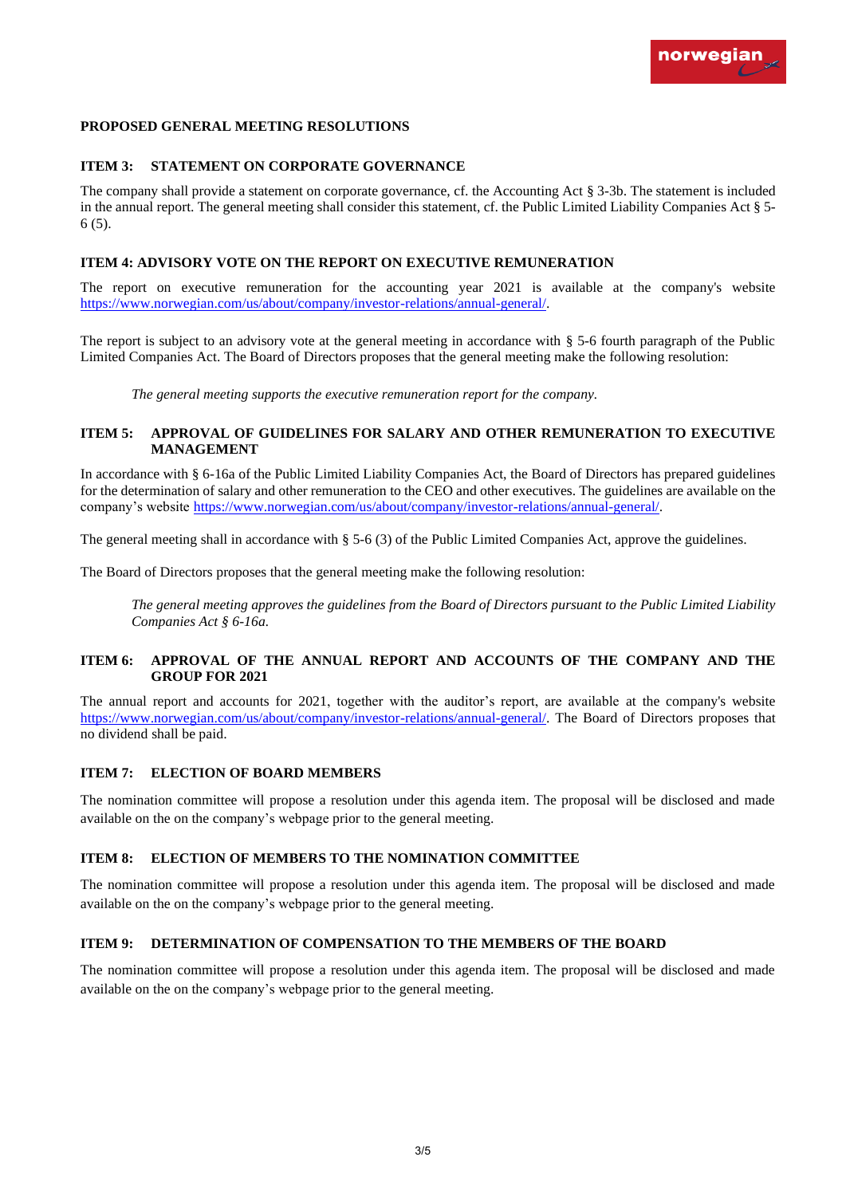## PROPOSED GENERAL MEETING RESOLUTIONS

### ITEM 3: STATEMENT ON CORPORATE GOVERNANCE

The company shall provide a statement on corporate governance, cf. the Accounting Act § 3-3b. The statement is included in the annual report. The general meeting shall consider this statement, cf. the Public Limited Liability Companies Act § 5-6 (5).

### ITEM 4: ADVISORY VOTE ON THE REPORT ON EXECUTIVE REMUNERATION

The report on executive remuneration for the accounting year 2021 is available at the company's website https://www.norwegian.com/us/about/company/investor-relations/annual-general/.

The report is subject to an advisory vote at the general meeting in accordance with § 5-6 fourth paragraph of the Public Limited Companies Act. The Board of Directors proposes that the general meeting make the following resolution:

> *The general meeting supports the executive remuneration report for the company.*

### ITEM 5: APPROVAL OF GUIDELINES FOR SALARY AND OTHER REMUNERATION TO EXECUTIVE MANAGEMENT

In accordance with § 6-16a of the Public Limited Liability Companies Act, the Board of Directors has prepared guidelines for the determination of salary and other remuneration to the CEO and other executives. The guidelines are available on the company's website https://www.norwegian.com/us/about/company/investor-relations/annual-general/.

The general meeting shall in accordance with § 5-6 (3) of the Public Limited Companies Act, approve the guidelines.

The Board of Directors proposes that the general meeting make the following resolution:

> *The general meeting approves the guidelines from the Board of Directors pursuant to the Public Limited Liability Companies Act § 6-16a.*

### ITEM 6: APPROVAL OF THE ANNUAL REPORT AND ACCOUNTS OF THE COMPANY AND THE GROUP FOR 2021

The annual report and accounts for 2021, together with the auditor's report, are available at the company's website https://www.norwegian.com/us/about/company/investor-relations/annual-general/. The Board of Directors proposes that no dividend shall be paid.

### ITEM 7: ELECTION OF BOARD MEMBERS

The nomination committee will propose a resolution under this agenda item. The proposal will be disclosed and made available on the on the company's webpage prior to the general meeting.

### ITEM 8: ELECTION OF MEMBERS TO THE NOMINATION COMMITTEE

The nomination committee will propose a resolution under this agenda item. The proposal will be disclosed and made available on the on the company's webpage prior to the general meeting.

### ITEM 9: DETERMINATION OF COMPENSATION TO THE MEMBERS OF THE BOARD

The nomination committee will propose a resolution under this agenda item. The proposal will be disclosed and made available on the on the company's webpage prior to the general meeting.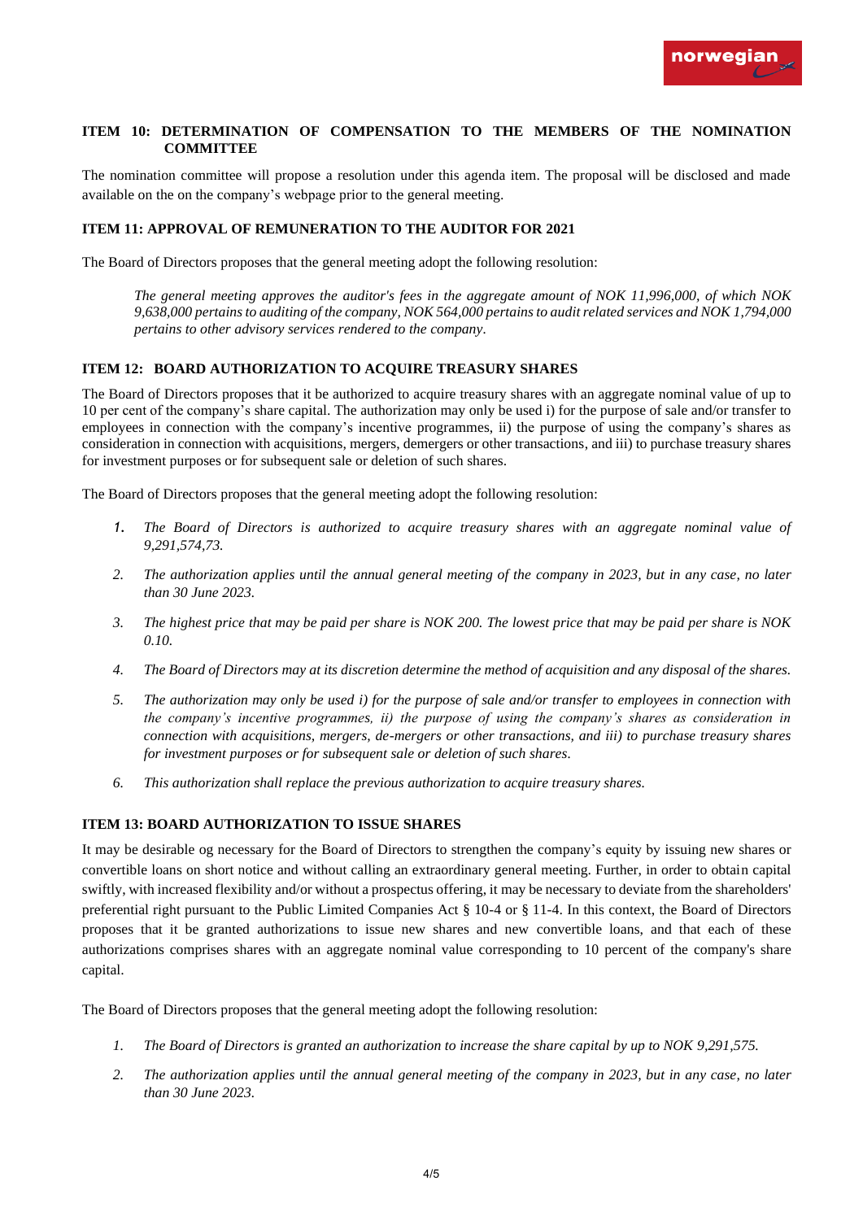### ITEM 10: DETERMINATION OF COMPENSATION TO THE MEMBERS OF THE NOMINATION COMMITTEE

The nomination committee will propose a resolution under this agenda item. The proposal will be disclosed and made available on the on the company's webpage prior to the general meeting.

### ITEM 11: APPROVAL OF REMUNERATION TO THE AUDITOR FOR 2021

The Board of Directors proposes that the general meeting adopt the following resolution:

> *The general meeting approves the auditor's fees in the aggregate amount of NOK 11,996,000, of which NOK 9,638,000 pertains to auditing of the company, NOK 564,000 pertains to audit related services and NOK 1,794,000 pertains to other advisory services rendered to the company.*

### ITEM 12: BOARD AUTHORIZATION TO ACQUIRE TREASURY SHARES

The Board of Directors proposes that it be authorized to acquire treasury shares with an aggregate nominal value of up to 10 per cent of the company's share capital. The authorization may only be used i) for the purpose of sale and/or transfer to employees in connection with the company's incentive programmes, ii) the purpose of using the company's shares as consideration in connection with acquisitions, mergers, demergers or other transactions, and iii) to purchase treasury shares for investment purposes or for subsequent sale or deletion of such shares.

The Board of Directors proposes that the general meeting adopt the following resolution:

1. *The Board of Directors is authorized to acquire treasury shares with an aggregate nominal value of 9,291,574,73.*
2. *The authorization applies until the annual general meeting of the company in 2023, but in any case, no later than 30 June 2023.*
3. *The highest price that may be paid per share is NOK 200. The lowest price that may be paid per share is NOK 0.10.*
4. *The Board of Directors may at its discretion determine the method of acquisition and any disposal of the shares.*
5. *The authorization may only be used i) for the purpose of sale and/or transfer to employees in connection with the company's incentive programmes, ii) the purpose of using the company's shares as consideration in connection with acquisitions, mergers, de-mergers or other transactions, and iii) to purchase treasury shares for investment purposes or for subsequent sale or deletion of such shares.*
6. *This authorization shall replace the previous authorization to acquire treasury shares.*

### ITEM 13: BOARD AUTHORIZATION TO ISSUE SHARES

It may be desirable og necessary for the Board of Directors to strengthen the company's equity by issuing new shares or convertible loans on short notice and without calling an extraordinary general meeting. Further, in order to obtain capital swiftly, with increased flexibility and/or without a prospectus offering, it may be necessary to deviate from the shareholders' preferential right pursuant to the Public Limited Companies Act § 10-4 or § 11-4. In this context, the Board of Directors proposes that it be granted authorizations to issue new shares and new convertible loans, and that each of these authorizations comprises shares with an aggregate nominal value corresponding to 10 percent of the company's share capital.

The Board of Directors proposes that the general meeting adopt the following resolution:

1. *The Board of Directors is granted an authorization to increase the share capital by up to NOK 9,291,575.*
2. *The authorization applies until the annual general meeting of the company in 2023, but in any case, no later than 30 June 2023.*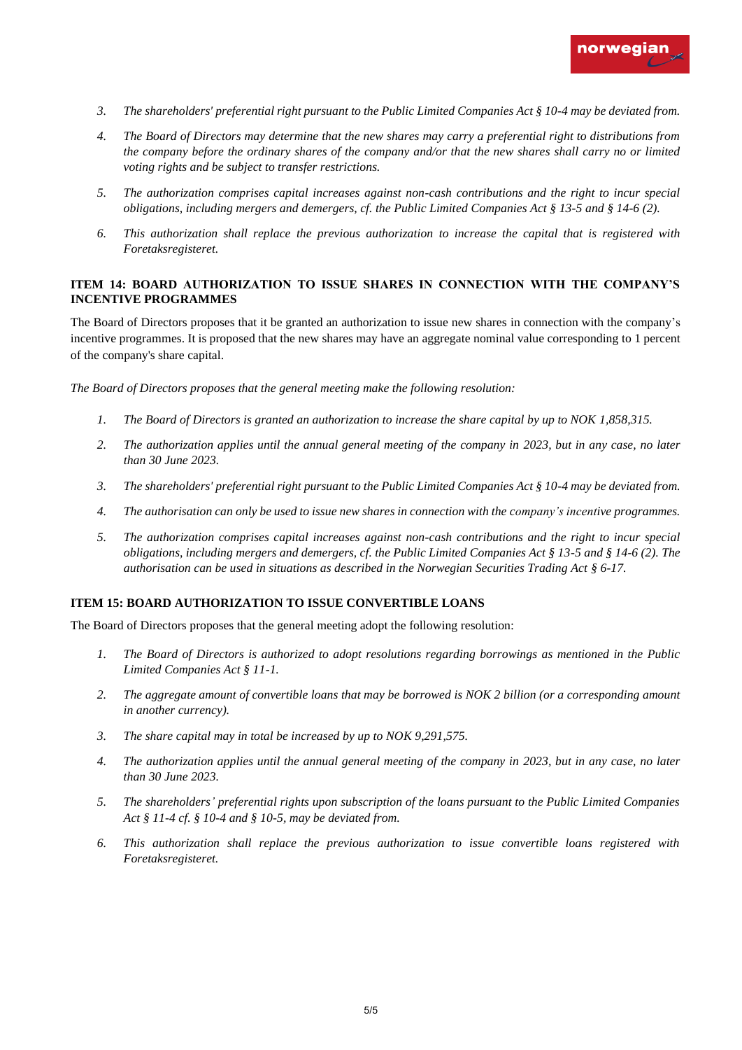3. *The shareholders' preferential right pursuant to the Public Limited Companies Act § 10-4 may be deviated from.*
4. *The Board of Directors may determine that the new shares may carry a preferential right to distributions from the company before the ordinary shares of the company and/or that the new shares shall carry no or limited voting rights and be subject to transfer restrictions.*
5. *The authorization comprises capital increases against non-cash contributions and the right to incur special obligations, including mergers and demergers, cf. the Public Limited Companies Act § 13-5 and § 14-6 (2).*
6. *This authorization shall replace the previous authorization to increase the capital that is registered with Foretaksregisteret.*

### ITEM 14: BOARD AUTHORIZATION TO ISSUE SHARES IN CONNECTION WITH THE COMPANY'S INCENTIVE PROGRAMMES

The Board of Directors proposes that it be granted an authorization to issue new shares in connection with the company's incentive programmes. It is proposed that the new shares may have an aggregate nominal value corresponding to 1 percent of the company's share capital.

*The Board of Directors proposes that the general meeting make the following resolution:*

1. *The Board of Directors is granted an authorization to increase the share capital by up to NOK 1,858,315.*
2. *The authorization applies until the annual general meeting of the company in 2023, but in any case, no later than 30 June 2023.*
3. *The shareholders' preferential right pursuant to the Public Limited Companies Act § 10-4 may be deviated from.*
4. *The authorisation can only be used to issue new shares in connection with the company's incentive programmes.*
5. *The authorization comprises capital increases against non-cash contributions and the right to incur special obligations, including mergers and demergers, cf. the Public Limited Companies Act § 13-5 and § 14-6 (2). The authorisation can be used in situations as described in the Norwegian Securities Trading Act § 6-17.*

### ITEM 15: BOARD AUTHORIZATION TO ISSUE CONVERTIBLE LOANS

The Board of Directors proposes that the general meeting adopt the following resolution:

1. *The Board of Directors is authorized to adopt resolutions regarding borrowings as mentioned in the Public Limited Companies Act § 11-1.*
2. *The aggregate amount of convertible loans that may be borrowed is NOK 2 billion (or a corresponding amount in another currency).*
3. *The share capital may in total be increased by up to NOK 9,291,575.*
4. *The authorization applies until the annual general meeting of the company in 2023, but in any case, no later than 30 June 2023.*
5. *The shareholders' preferential rights upon subscription of the loans pursuant to the Public Limited Companies Act § 11-4 cf. § 10-4 and § 10-5, may be deviated from.*
6. *This authorization shall replace the previous authorization to issue convertible loans registered with Foretaksregisteret.*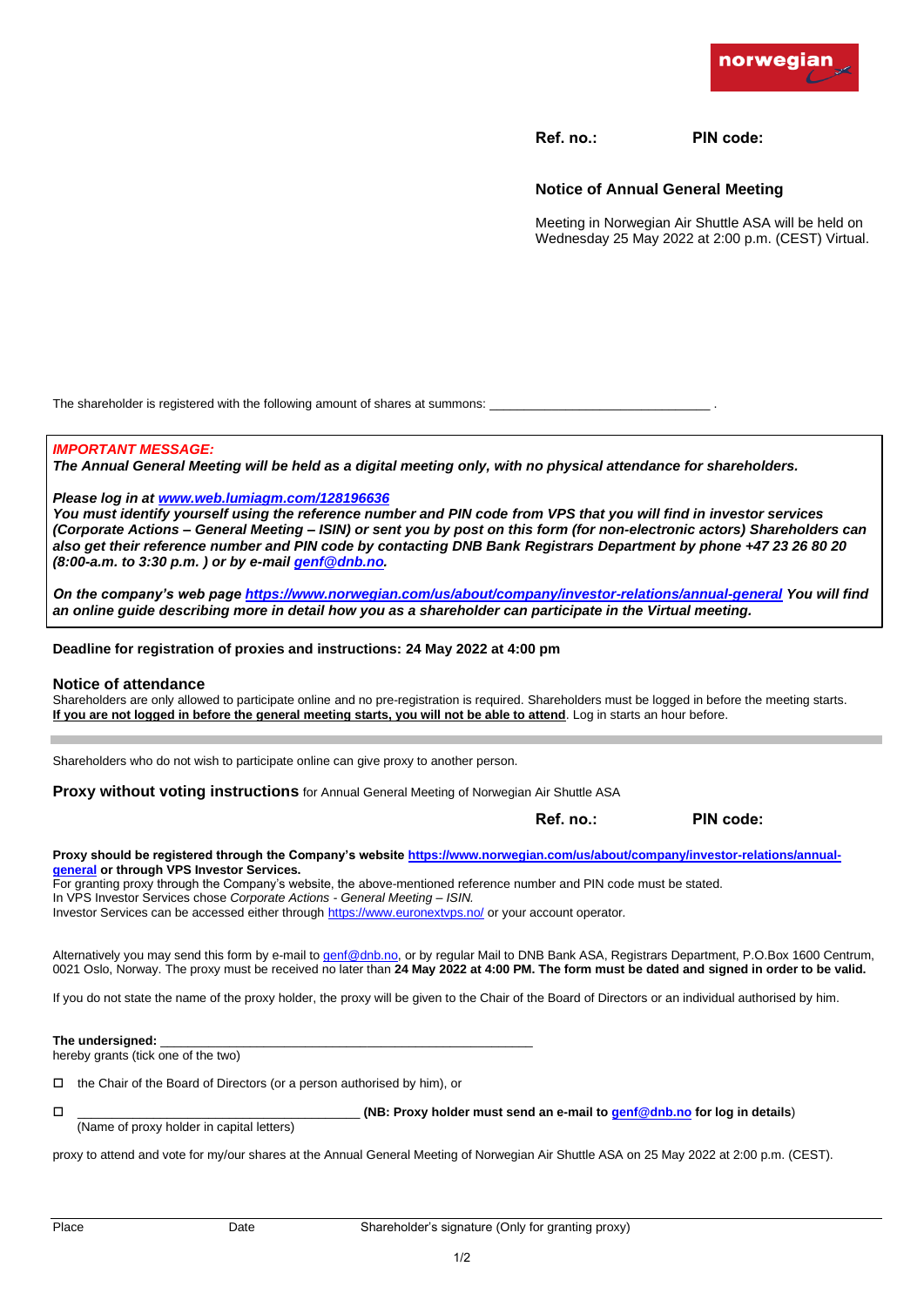norwegian

**Ref. no.:** **PIN code:**

## Notice of Annual General Meeting

Meeting in Norwegian Air Shuttle ASA will be held on Wednesday 25 May 2022 at 2:00 p.m. (CEST) Virtual.

The shareholder is registered with the following amount of shares at summons: ______________________________ .

***IMPORTANT MESSAGE:***
***The Annual General Meeting will be held as a digital meeting only, with no physical attendance for shareholders.***

***Please log in at [www.web.lumiagm.com/128196636](www.web.lumiagm.com/128196636)***
***You must identify yourself using the reference number and PIN code from VPS that you will find in investor services (Corporate Actions – General Meeting – ISIN) or sent you by post on this form (for non-electronic actors) Shareholders can also get their reference number and PIN code by contacting DNB Bank Registrars Department by phone +47 23 26 80 20 (8:00-a.m. to 3:30 p.m. ) or by e-mail [genf@dnb.no](mailto:genf@dnb.no).***

***On the company's web page [https://www.norwegian.com/us/about/company/investor-relations/annual-general](https://www.norwegian.com/us/about/company/investor-relations/annual-general) You will find an online guide describing more in detail how you as a shareholder can participate in the Virtual meeting.***

**Deadline for registration of proxies and instructions: 24 May 2022 at 4:00 pm**

### Notice of attendance

Shareholders are only allowed to participate online and no pre-registration is required. Shareholders must be logged in before the meeting starts.
**If you are not logged in before the general meeting starts, you will not be able to attend**. Log in starts an hour before.

---

Shareholders who do not wish to participate online can give proxy to another person.

**Proxy without voting instructions** for Annual General Meeting of Norwegian Air Shuttle ASA

**Ref. no.:** **PIN code:**

**Proxy should be registered through the Company's website [https://www.norwegian.com/us/about/company/investor-relations/annual-general](https://www.norwegian.com/us/about/company/investor-relations/annual-general) or through VPS Investor Services.**
For granting proxy through the Company's website, the above-mentioned reference number and PIN code must be stated.
In VPS Investor Services chose *Corporate Actions - General Meeting – ISIN.*
Investor Services can be accessed either through [https://www.euronextvps.no/](https://www.euronextvps.no/) or your account operator.

Alternatively you may send this form by e-mail to [genf@dnb.no](mailto:genf@dnb.no), or by regular Mail to DNB Bank ASA, Registrars Department, P.O.Box 1600 Centrum, 0021 Oslo, Norway. The proxy must be received no later than **24 May 2022 at 4:00 PM. The form must be dated and signed in order to be valid.**

If you do not state the name of the proxy holder, the proxy will be given to the Chair of the Board of Directors or an individual authorised by him.

**The undersigned:** ____________________________________________________
hereby grants (tick one of the two)

☐ the Chair of the Board of Directors (or a person authorised by him), or

☐ ______________________________________ **(NB: Proxy holder must send an e-mail to [genf@dnb.no](mailto:genf@dnb.no) for log in details**)
(Name of proxy holder in capital letters)

proxy to attend and vote for my/our shares at the Annual General Meeting of Norwegian Air Shuttle ASA on 25 May 2022 at 2:00 p.m. (CEST).

---

Place Date Shareholder's signature (Only for granting proxy)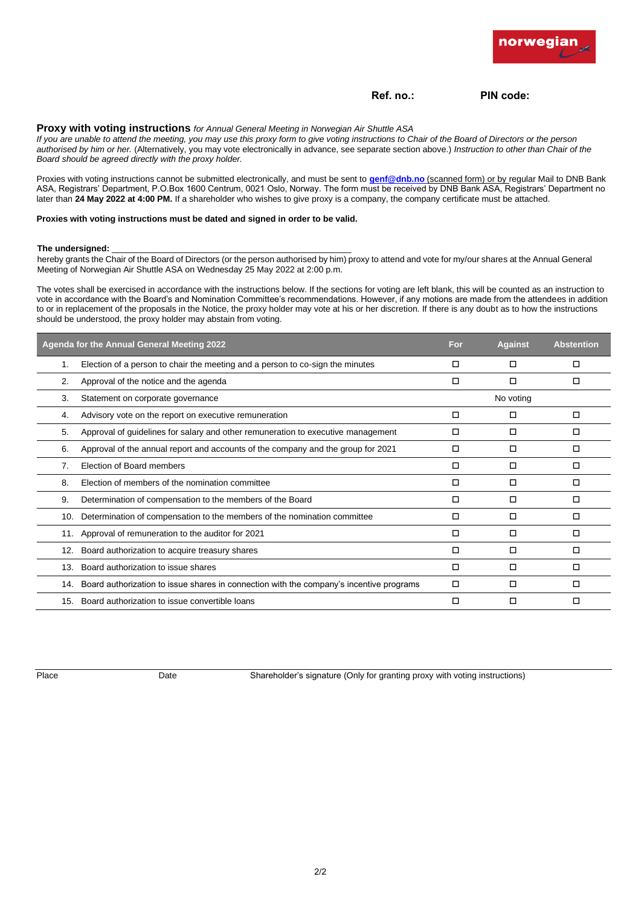**Ref. no.:** **PIN code:**

## Proxy with voting instructions *for Annual General Meeting in Norwegian Air Shuttle ASA*

*If you are unable to attend the meeting, you may use this proxy form to give voting instructions to Chair of the Board of Directors or the person authorised by him or her.* (Alternatively, you may vote electronically in advance, see separate section above.) *Instruction to other than Chair of the Board should be agreed directly with the proxy holder.*

Proxies with voting instructions cannot be submitted electronically, and must be sent to **genf@dnb.no** (scanned form) or by regular Mail to DNB Bank ASA, Registrars' Department, P.O.Box 1600 Centrum, 0021 Oslo, Norway. The form must be received by DNB Bank ASA, Registrars' Department no later than **24 May 2022 at 4:00 PM.** If a shareholder who wishes to give proxy is a company, the company certificate must be attached.

**Proxies with voting instructions must be dated and signed in order to be valid.**

**The undersigned:** ______________________________________________

hereby grants the Chair of the Board of Directors (or the person authorised by him) proxy to attend and vote for my/our shares at the Annual General Meeting of Norwegian Air Shuttle ASA on Wednesday 25 May 2022 at 2:00 p.m.

The votes shall be exercised in accordance with the instructions below. If the sections for voting are left blank, this will be counted as an instruction to vote in accordance with the Board's and Nomination Committee's recommendations. However, if any motions are made from the attendees in addition to or in replacement of the proposals in the Notice, the proxy holder may vote at his or her discretion. If there is any doubt as to how the instructions should be understood, the proxy holder may abstain from voting.

| Agenda for the Annual General Meeting 2022 | For | Against | Abstention |
|---|---|---|---|
| 1. Election of a person to chair the meeting and a person to co-sign the minutes | ☐ | ☐ | ☐ |
| 2. Approval of the notice and the agenda | ☐ | ☐ | ☐ |
| 3. Statement on corporate governance | | No voting | |
| 4. Advisory vote on the report on executive remuneration | ☐ | ☐ | ☐ |
| 5. Approval of guidelines for salary and other remuneration to executive management | ☐ | ☐ | ☐ |
| 6. Approval of the annual report and accounts of the company and the group for 2021 | ☐ | ☐ | ☐ |
| 7. Election of Board members | ☐ | ☐ | ☐ |
| 8. Election of members of the nomination committee | ☐ | ☐ | ☐ |
| 9. Determination of compensation to the members of the Board | ☐ | ☐ | ☐ |
| 10. Determination of compensation to the members of the nomination committee | ☐ | ☐ | ☐ |
| 11. Approval of remuneration to the auditor for 2021 | ☐ | ☐ | ☐ |
| 12. Board authorization to acquire treasury shares | ☐ | ☐ | ☐ |
| 13. Board authorization to issue shares | ☐ | ☐ | ☐ |
| 14. Board authorization to issue shares in connection with the company's incentive programs | ☐ | ☐ | ☐ |
| 15. Board authorization to issue convertible loans | ☐ | ☐ | ☐ |

Place Date Shareholder's signature (Only for granting proxy with voting instructions)